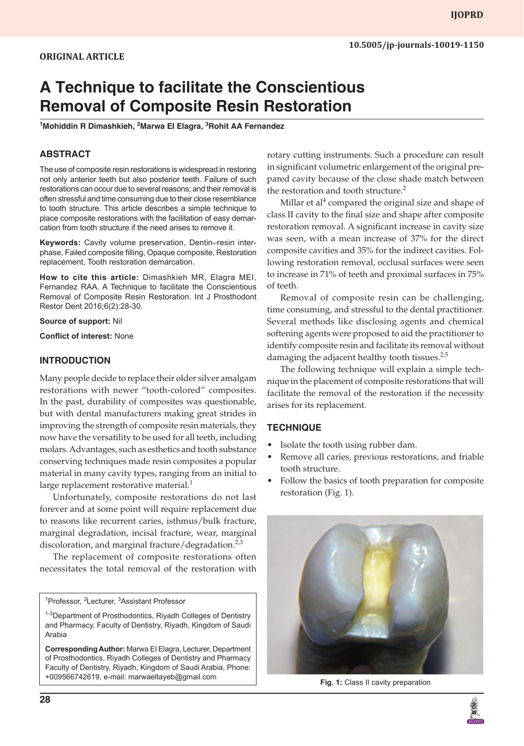ORIGINAL ARTICLE

10.5005/jp-journals-10019-1150

# A Technique to facilitate the Conscientious Removal of Composite Resin Restoration

[1]Mohiddin R Dimashkieh, [2]Marwa El Elagra, [3]Rohit AA Fernandez

## ABSTRACT

The use of composite resin restorations is widespread in restoring not only anterior teeth but also posterior teeth. Failure of such restorations can occur due to several reasons; and their removal is often stressful and time consuming due to their close resemblance to tooth structure. This article describes a simple technique to place composite restorations with the facilitation of easy demarcation from tooth structure if the need arises to remove it.

**Keywords:** Cavity volume preservation, Dentin–resin interphase, Failed composite filling, Opaque composite, Restoration replacement, Tooth restoration demarcation.

**How to cite this article:** Dimashkieh MR, Elagra MEI, Fernandez RAA. A Technique to facilitate the Conscientious Removal of Composite Resin Restoration. Int J Prosthodont Restor Dent 2016;6(2):28-30.

**Source of support:** Nil

**Conflict of interest:** None

## INTRODUCTION

Many people decide to replace their older silver amalgam restorations with newer "tooth-colored" composites. In the past, durability of composites was questionable, but with dental manufacturers making great strides in improving the strength of composite resin materials, they now have the versatility to be used for all teeth, including molars. Advantages, such as esthetics and tooth substance conserving techniques made resin composites a popular material in many cavity types, ranging from an initial to large replacement restorative material.[1]

Unfortunately, composite restorations do not last forever and at some point will require replacement due to reasons like recurrent caries, isthmus/bulk fracture, marginal degradation, incisal fracture, wear, marginal discoloration, and marginal fracture/degradation.[2,3]

The replacement of composite restorations often necessitates the total removal of the restoration with rotary cutting instruments. Such a procedure can result in significant volumetric enlargement of the original prepared cavity because of the close shade match between the restoration and tooth structure.[2]

Millar et al[4] compared the original size and shape of class II cavity to the final size and shape after composite restoration removal. A significant increase in cavity size was seen, with a mean increase of 37% for the direct composite cavities and 35% for the indirect cavities. Following restoration removal, occlusal surfaces were seen to increase in 71% of teeth and proximal surfaces in 75% of teeth.

Removal of composite resin can be challenging, time consuming, and stressful to the dental practitioner. Several methods like disclosing agents and chemical softening agents were proposed to aid the practitioner to identify composite resin and facilitate its removal without damaging the adjacent healthy tooth tissues.[2,5]

The following technique will explain a simple technique in the placement of composite restorations that will facilitate the removal of the restoration if the necessity arises for its replacement.

## TECHNIQUE

- Isolate the tooth using rubber dam.
- Remove all caries, previous restorations, and friable tooth structure.
- Follow the basics of tooth preparation for composite restoration (Fig. 1).

**Fig. 1:** Class II cavity preparation

---

[1]Professor, [2]Lecturer, [3]Assistant Professor

[1-3]Department of Prosthodontics, Riyadh Colleges of Dentistry and Pharmacy, Faculty of Dentistry, Riyadh, Kingdom of Saudi Arabia

**Corresponding Author:** Marwa El Elagra, Lecturer, Department of Prosthodontics, Riyadh Colleges of Dentistry and Pharmacy Faculty of Dentistry, Riyadh, Kingdom of Saudi Arabia, Phone: +009566742619, e-mail: marwaeltayeb@gmail.com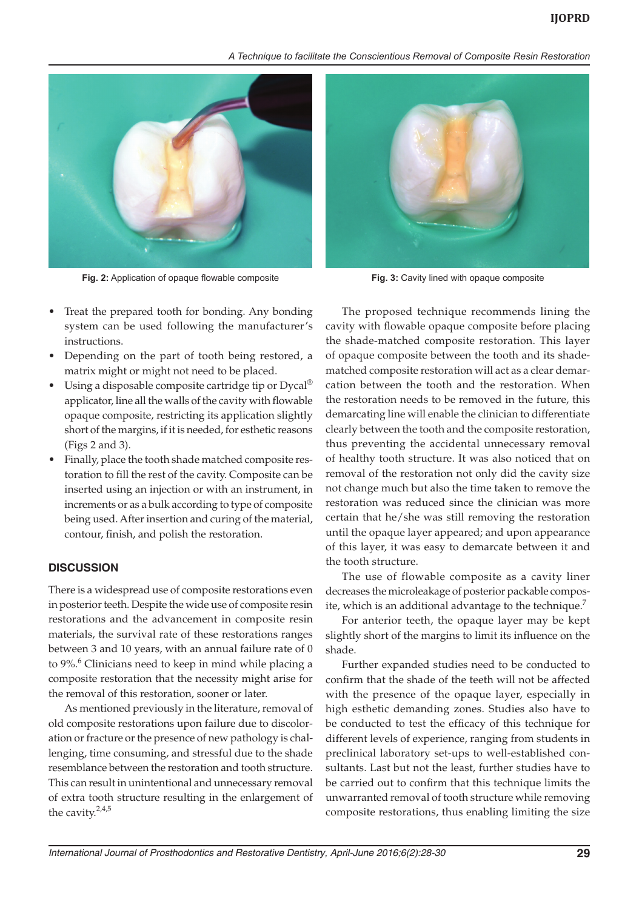Fig. 2: Application of opaque flowable composite

Fig. 3: Cavity lined with opaque composite

- Treat the prepared tooth for bonding. Any bonding system can be used following the manufacturer's instructions.
- Depending on the part of tooth being restored, a matrix might or might not need to be placed.
- Using a disposable composite cartridge tip or Dycal® applicator, line all the walls of the cavity with flowable opaque composite, restricting its application slightly short of the margins, if it is needed, for esthetic reasons (Figs 2 and 3).
- Finally, place the tooth shade matched composite restoration to fill the rest of the cavity. Composite can be inserted using an injection or with an instrument, in increments or as a bulk according to type of composite being used. After insertion and curing of the material, contour, finish, and polish the restoration.

## DISCUSSION

There is a widespread use of composite restorations even in posterior teeth. Despite the wide use of composite resin restorations and the advancement in composite resin materials, the survival rate of these restorations ranges between 3 and 10 years, with an annual failure rate of 0 to 9%.[6] Clinicians need to keep in mind while placing a composite restoration that the necessity might arise for the removal of this restoration, sooner or later.

As mentioned previously in the literature, removal of old composite restorations upon failure due to discoloration or fracture or the presence of new pathology is challenging, time consuming, and stressful due to the shade resemblance between the restoration and tooth structure. This can result in unintentional and unnecessary removal of extra tooth structure resulting in the enlargement of the cavity.[2,4,5]

The proposed technique recommends lining the cavity with flowable opaque composite before placing the shade-matched composite restoration. This layer of opaque composite between the tooth and its shade-matched composite restoration will act as a clear demarcation between the tooth and the restoration. When the restoration needs to be removed in the future, this demarcating line will enable the clinician to differentiate clearly between the tooth and the composite restoration, thus preventing the accidental unnecessary removal of healthy tooth structure. It was also noticed that on removal of the restoration not only did the cavity size not change much but also the time taken to remove the restoration was reduced since the clinician was more certain that he/she was still removing the restoration until the opaque layer appeared; and upon appearance of this layer, it was easy to demarcate between it and the tooth structure.

The use of flowable composite as a cavity liner decreases the microleakage of posterior packable composite, which is an additional advantage to the technique.[7]

For anterior teeth, the opaque layer may be kept slightly short of the margins to limit its influence on the shade.

Further expanded studies need to be conducted to confirm that the shade of the teeth will not be affected with the presence of the opaque layer, especially in high esthetic demanding zones. Studies also have to be conducted to test the efficacy of this technique for different levels of experience, ranging from students in preclinical laboratory set-ups to well-established consultants. Last but not the least, further studies have to be carried out to confirm that this technique limits the unwarranted removal of tooth structure while removing composite restorations, thus enabling limiting the size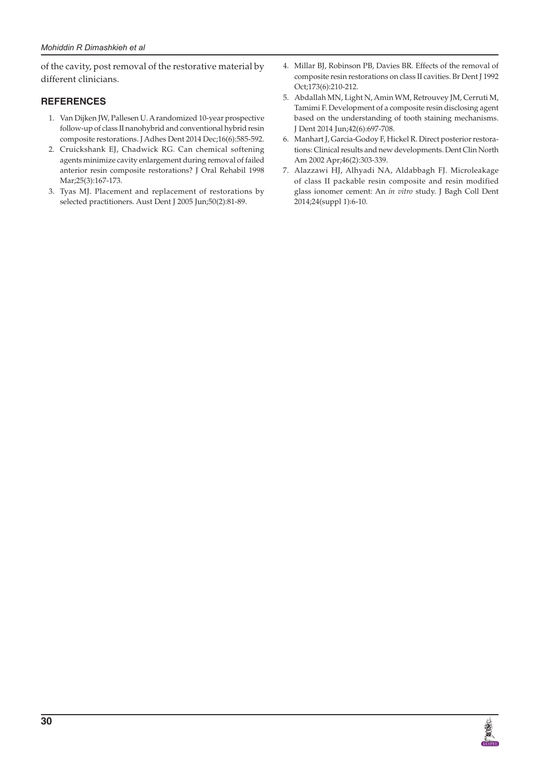of the cavity, post removal of the restorative material by different clinicians.

## REFERENCES

1. Van Dijken JW, Pallesen U. A randomized 10-year prospective follow-up of class II nanohybrid and conventional hybrid resin composite restorations. J Adhes Dent 2014 Dec;16(6):585-592.
2. Cruickshank EJ, Chadwick RG. Can chemical softening agents minimize cavity enlargement during removal of failed anterior resin composite restorations? J Oral Rehabil 1998 Mar;25(3):167-173.
3. Tyas MJ. Placement and replacement of restorations by selected practitioners. Aust Dent J 2005 Jun;50(2):81-89.
4. Millar BJ, Robinson PB, Davies BR. Effects of the removal of composite resin restorations on class II cavities. Br Dent J 1992 Oct;173(6):210-212.
5. Abdallah MN, Light N, Amin WM, Retrouvey JM, Cerruti M, Tamimi F. Development of a composite resin disclosing agent based on the understanding of tooth staining mechanisms. J Dent 2014 Jun;42(6):697-708.
6. Manhart J, Garcia-Godoy F, Hickel R. Direct posterior restorations: Clinical results and new developments. Dent Clin North Am 2002 Apr;46(2):303-339.
7. Alazzawi HJ, Alhyadi NA, Aldabbagh FJ. Microleakage of class II packable resin composite and resin modified glass ionomer cement: An *in vitro* study. J Bagh Coll Dent 2014;24(suppl 1):6-10.